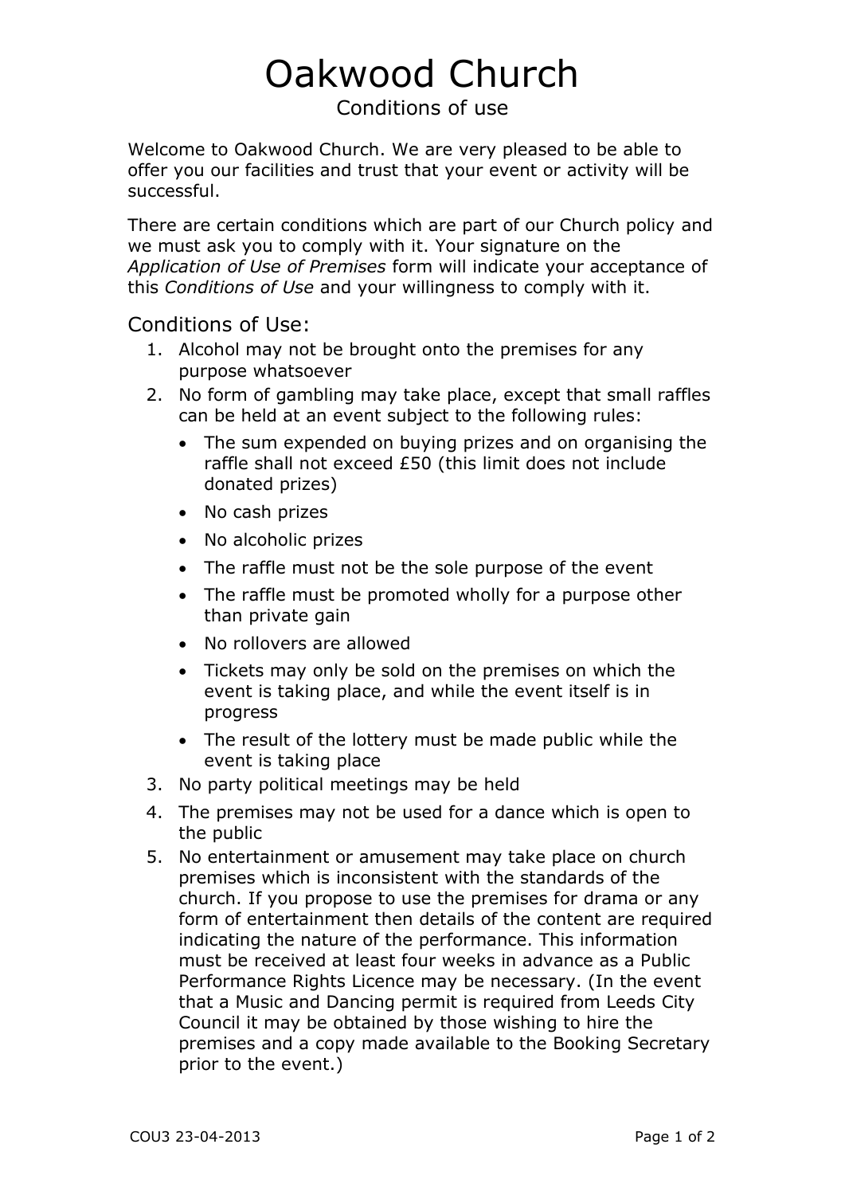# Oakwood Church

## Conditions of use

Welcome to Oakwood Church. We are very pleased to be able to offer you our facilities and trust that your event or activity will be successful.

There are certain conditions which are part of our Church policy and we must ask you to comply with it. Your signature on the *Application of Use of Premises* form will indicate your acceptance of this *Conditions of Use* and your willingness to comply with it.

### Conditions of Use:

1. Alcohol may not be brought onto the premises for any purpose whatsoever
2. No form of gambling may take place, except that small raffles can be held at an event subject to the following rules:
   - The sum expended on buying prizes and on organising the raffle shall not exceed £50 (this limit does not include donated prizes)
   - No cash prizes
   - No alcoholic prizes
   - The raffle must not be the sole purpose of the event
   - The raffle must be promoted wholly for a purpose other than private gain
   - No rollovers are allowed
   - Tickets may only be sold on the premises on which the event is taking place, and while the event itself is in progress
   - The result of the lottery must be made public while the event is taking place
3. No party political meetings may be held
4. The premises may not be used for a dance which is open to the public
5. No entertainment or amusement may take place on church premises which is inconsistent with the standards of the church. If you propose to use the premises for drama or any form of entertainment then details of the content are required indicating the nature of the performance. This information must be received at least four weeks in advance as a Public Performance Rights Licence may be necessary. (In the event that a Music and Dancing permit is required from Leeds City Council it may be obtained by those wishing to hire the premises and a copy made available to the Booking Secretary prior to the event.)

COU3 23-04-2013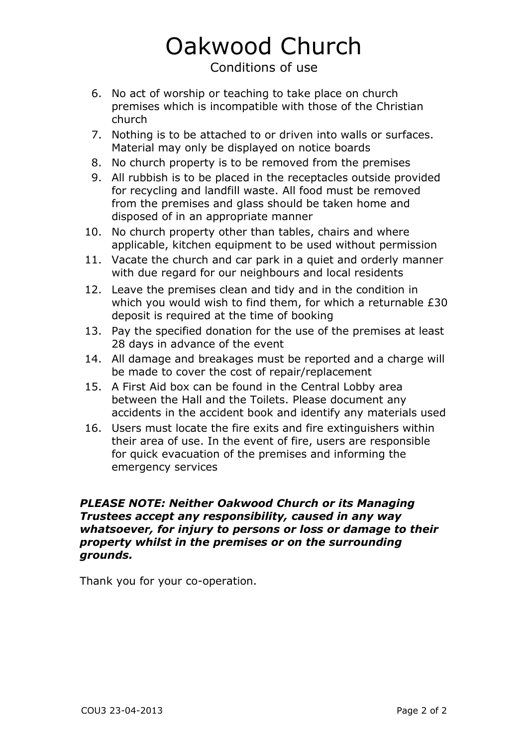# Oakwood Church

Conditions of use

6. No act of worship or teaching to take place on church premises which is incompatible with those of the Christian church
7. Nothing is to be attached to or driven into walls or surfaces. Material may only be displayed on notice boards
8. No church property is to be removed from the premises
9. All rubbish is to be placed in the receptacles outside provided for recycling and landfill waste. All food must be removed from the premises and glass should be taken home and disposed of in an appropriate manner
10. No church property other than tables, chairs and where applicable, kitchen equipment to be used without permission
11. Vacate the church and car park in a quiet and orderly manner with due regard for our neighbours and local residents
12. Leave the premises clean and tidy and in the condition in which you would wish to find them, for which a returnable £30 deposit is required at the time of booking
13. Pay the specified donation for the use of the premises at least 28 days in advance of the event
14. All damage and breakages must be reported and a charge will be made to cover the cost of repair/replacement
15. A First Aid box can be found in the Central Lobby area between the Hall and the Toilets. Please document any accidents in the accident book and identify any materials used
16. Users must locate the fire exits and fire extinguishers within their area of use. In the event of fire, users are responsible for quick evacuation of the premises and informing the emergency services

***PLEASE NOTE: Neither Oakwood Church or its Managing Trustees accept any responsibility, caused in any way whatsoever, for injury to persons or loss or damage to their property whilst in the premises or on the surrounding grounds.***

Thank you for your co-operation.

COU3 23-04-2013